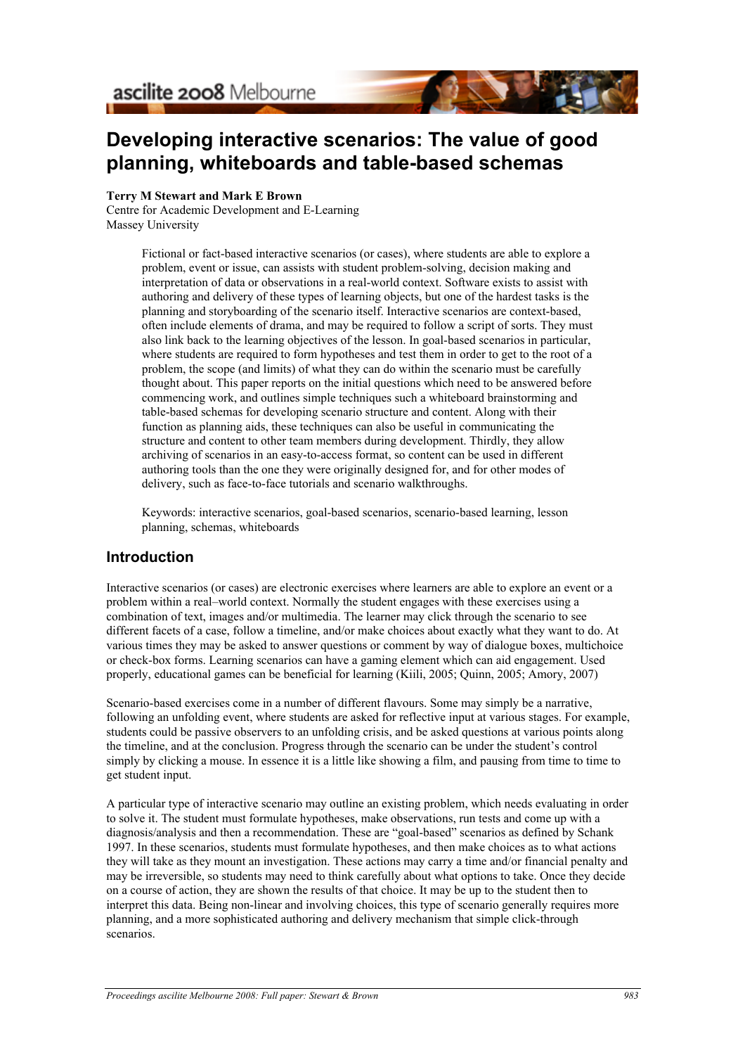# Developing interactive scenarios: The value of good planning, whiteboards and table-based schemas

**Terry M Stewart and Mark E Brown**
Centre for Academic Development and E-Learning
Massey University

> Fictional or fact-based interactive scenarios (or cases), where students are able to explore a problem, event or issue, can assists with student problem-solving, decision making and interpretation of data or observations in a real-world context. Software exists to assist with authoring and delivery of these types of learning objects, but one of the hardest tasks is the planning and storyboarding of the scenario itself. Interactive scenarios are context-based, often include elements of drama, and may be required to follow a script of sorts. They must also link back to the learning objectives of the lesson. In goal-based scenarios in particular, where students are required to form hypotheses and test them in order to get to the root of a problem, the scope (and limits) of what they can do within the scenario must be carefully thought about. This paper reports on the initial questions which need to be answered before commencing work, and outlines simple techniques such a whiteboard brainstorming and table-based schemas for developing scenario structure and content. Along with their function as planning aids, these techniques can also be useful in communicating the structure and content to other team members during development. Thirdly, they allow archiving of scenarios in an easy-to-access format, so content can be used in different authoring tools than the one they were originally designed for, and for other modes of delivery, such as face-to-face tutorials and scenario walkthroughs.
>
> Keywords: interactive scenarios, goal-based scenarios, scenario-based learning, lesson planning, schemas, whiteboards

## Introduction

Interactive scenarios (or cases) are electronic exercises where learners are able to explore an event or a problem within a real–world context. Normally the student engages with these exercises using a combination of text, images and/or multimedia. The learner may click through the scenario to see different facets of a case, follow a timeline, and/or make choices about exactly what they want to do. At various times they may be asked to answer questions or comment by way of dialogue boxes, multichoice or check-box forms. Learning scenarios can have a gaming element which can aid engagement. Used properly, educational games can be beneficial for learning (Kiili, 2005; Quinn, 2005; Amory, 2007)

Scenario-based exercises come in a number of different flavours. Some may simply be a narrative, following an unfolding event, where students are asked for reflective input at various stages. For example, students could be passive observers to an unfolding crisis, and be asked questions at various points along the timeline, and at the conclusion. Progress through the scenario can be under the student's control simply by clicking a mouse. In essence it is a little like showing a film, and pausing from time to time to get student input.

A particular type of interactive scenario may outline an existing problem, which needs evaluating in order to solve it. The student must formulate hypotheses, make observations, run tests and come up with a diagnosis/analysis and then a recommendation. These are "goal-based" scenarios as defined by Schank 1997. In these scenarios, students must formulate hypotheses, and then make choices as to what actions they will take as they mount an investigation. These actions may carry a time and/or financial penalty and may be irreversible, so students may need to think carefully about what options to take. Once they decide on a course of action, they are shown the results of that choice. It may be up to the student then to interpret this data. Being non-linear and involving choices, this type of scenario generally requires more planning, and a more sophisticated authoring and delivery mechanism that simple click-through scenarios.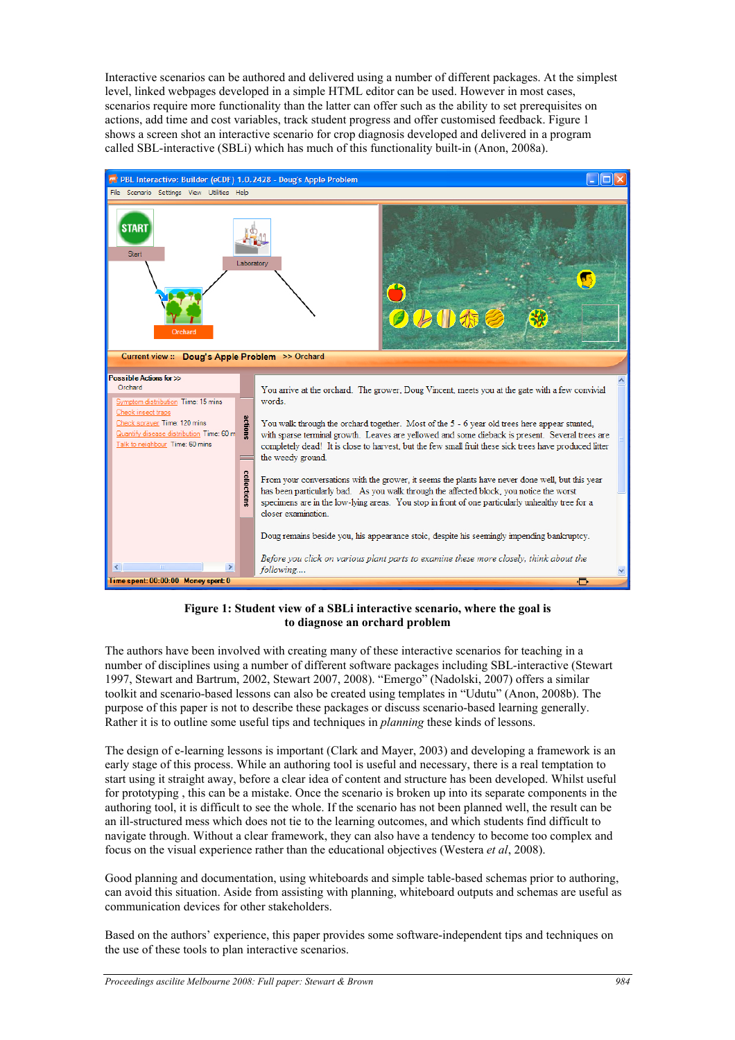Interactive scenarios can be authored and delivered using a number of different packages. At the simplest level, linked webpages developed in a simple HTML editor can be used. However in most cases, scenarios require more functionality than the latter can offer such as the ability to set prerequisites on actions, add time and cost variables, track student progress and offer customised feedback. Figure 1 shows a screen shot an interactive scenario for crop diagnosis developed and delivered in a program called SBL-interactive (SBLi) which has much of this functionality built-in (Anon, 2008a).

**Figure 1: Student view of a SBLi interactive scenario, where the goal is to diagnose an orchard problem**

The authors have been involved with creating many of these interactive scenarios for teaching in a number of disciplines using a number of different software packages including SBL-interactive (Stewart 1997, Stewart and Bartrum, 2002, Stewart 2007, 2008). "Emergo" (Nadolski, 2007) offers a similar toolkit and scenario-based lessons can also be created using templates in "Udutu" (Anon, 2008b). The purpose of this paper is not to describe these packages or discuss scenario-based learning generally. Rather it is to outline some useful tips and techniques in *planning* these kinds of lessons.

The design of e-learning lessons is important (Clark and Mayer, 2003) and developing a framework is an early stage of this process. While an authoring tool is useful and necessary, there is a real temptation to start using it straight away, before a clear idea of content and structure has been developed. Whilst useful for prototyping , this can be a mistake. Once the scenario is broken up into its separate components in the authoring tool, it is difficult to see the whole. If the scenario has not been planned well, the result can be an ill-structured mess which does not tie to the learning outcomes, and which students find difficult to navigate through. Without a clear framework, they can also have a tendency to become too complex and focus on the visual experience rather than the educational objectives (Westera *et al*, 2008).

Good planning and documentation, using whiteboards and simple table-based schemas prior to authoring, can avoid this situation. Aside from assisting with planning, whiteboard outputs and schemas are useful as communication devices for other stakeholders.

Based on the authors' experience, this paper provides some software-independent tips and techniques on the use of these tools to plan interactive scenarios.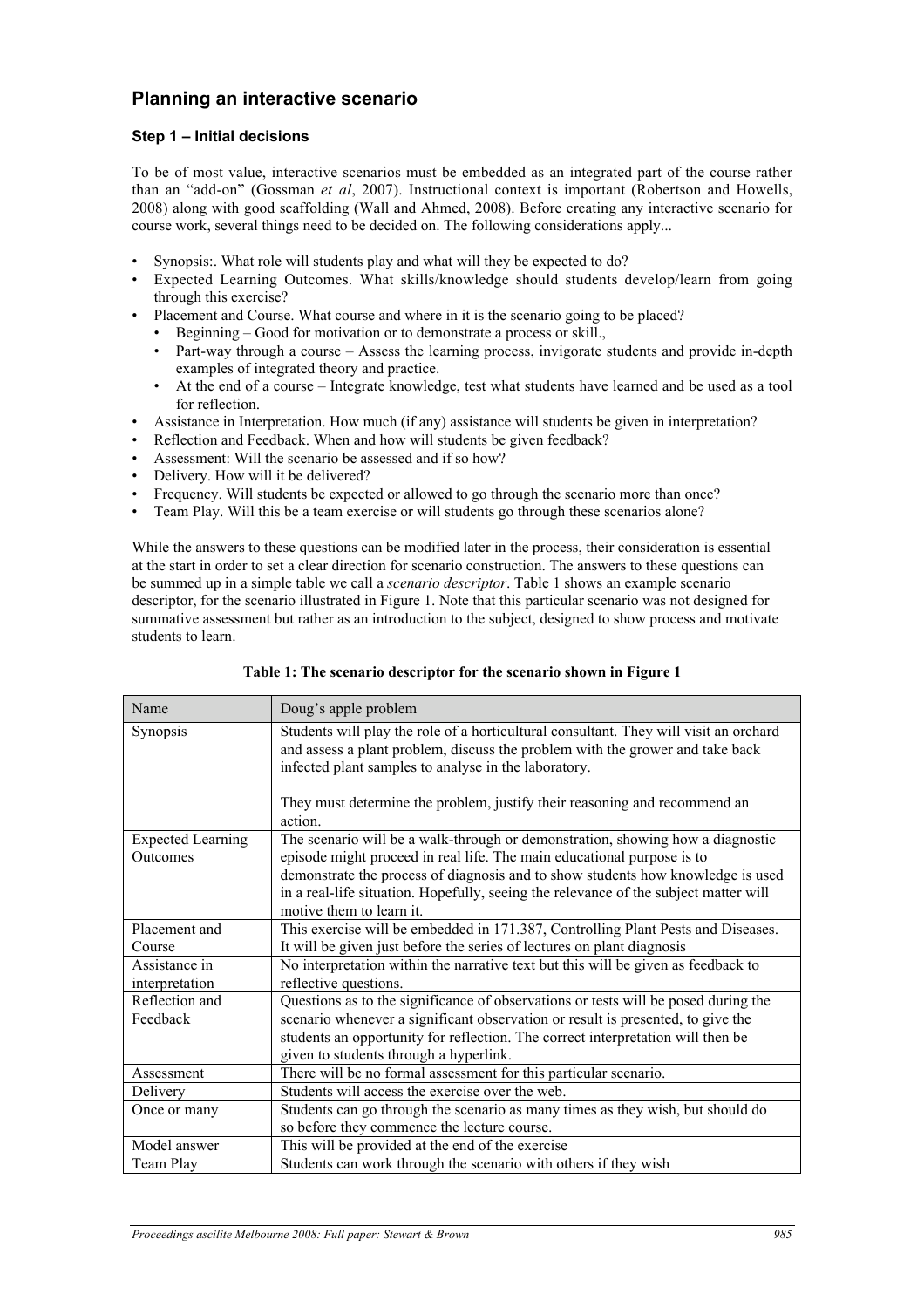## Planning an interactive scenario

### Step 1 – Initial decisions

To be of most value, interactive scenarios must be embedded as an integrated part of the course rather than an "add-on" (Gossman *et al*, 2007). Instructional context is important (Robertson and Howells, 2008) along with good scaffolding (Wall and Ahmed, 2008). Before creating any interactive scenario for course work, several things need to be decided on. The following considerations apply...

- Synopsis:. What role will students play and what will they be expected to do?
- Expected Learning Outcomes. What skills/knowledge should students develop/learn from going through this exercise?
- Placement and Course. What course and where in it is the scenario going to be placed?
  - Beginning – Good for motivation or to demonstrate a process or skill.,
  - Part-way through a course – Assess the learning process, invigorate students and provide in-depth examples of integrated theory and practice.
  - At the end of a course – Integrate knowledge, test what students have learned and be used as a tool for reflection.
- Assistance in Interpretation. How much (if any) assistance will students be given in interpretation?
- Reflection and Feedback. When and how will students be given feedback?
- Assessment: Will the scenario be assessed and if so how?
- Delivery. How will it be delivered?
- Frequency. Will students be expected or allowed to go through the scenario more than once?
- Team Play. Will this be a team exercise or will students go through these scenarios alone?

While the answers to these questions can be modified later in the process, their consideration is essential at the start in order to set a clear direction for scenario construction. The answers to these questions can be summed up in a simple table we call a *scenario descriptor*. Table 1 shows an example scenario descriptor, for the scenario illustrated in Figure 1. Note that this particular scenario was not designed for summative assessment but rather as an introduction to the subject, designed to show process and motivate students to learn.

**Table 1: The scenario descriptor for the scenario shown in Figure 1**

| Name | Doug's apple problem |
|---|---|
| Synopsis | Students will play the role of a horticultural consultant. They will visit an orchard and assess a plant problem, discuss the problem with the grower and take back infected plant samples to analyse in the laboratory.<br><br>They must determine the problem, justify their reasoning and recommend an action. |
| Expected Learning Outcomes | The scenario will be a walk-through or demonstration, showing how a diagnostic episode might proceed in real life. The main educational purpose is to demonstrate the process of diagnosis and to show students how knowledge is used in a real-life situation. Hopefully, seeing the relevance of the subject matter will motive them to learn it. |
| Placement and Course | This exercise will be embedded in 171.387, Controlling Plant Pests and Diseases. It will be given just before the series of lectures on plant diagnosis |
| Assistance in interpretation | No interpretation within the narrative text but this will be given as feedback to reflective questions. |
| Reflection and Feedback | Questions as to the significance of observations or tests will be posed during the scenario whenever a significant observation or result is presented, to give the students an opportunity for reflection. The correct interpretation will then be given to students through a hyperlink. |
| Assessment | There will be no formal assessment for this particular scenario. |
| Delivery | Students will access the exercise over the web. |
| Once or many | Students can go through the scenario as many times as they wish, but should do so before they commence the lecture course. |
| Model answer | This will be provided at the end of the exercise |
| Team Play | Students can work through the scenario with others if they wish |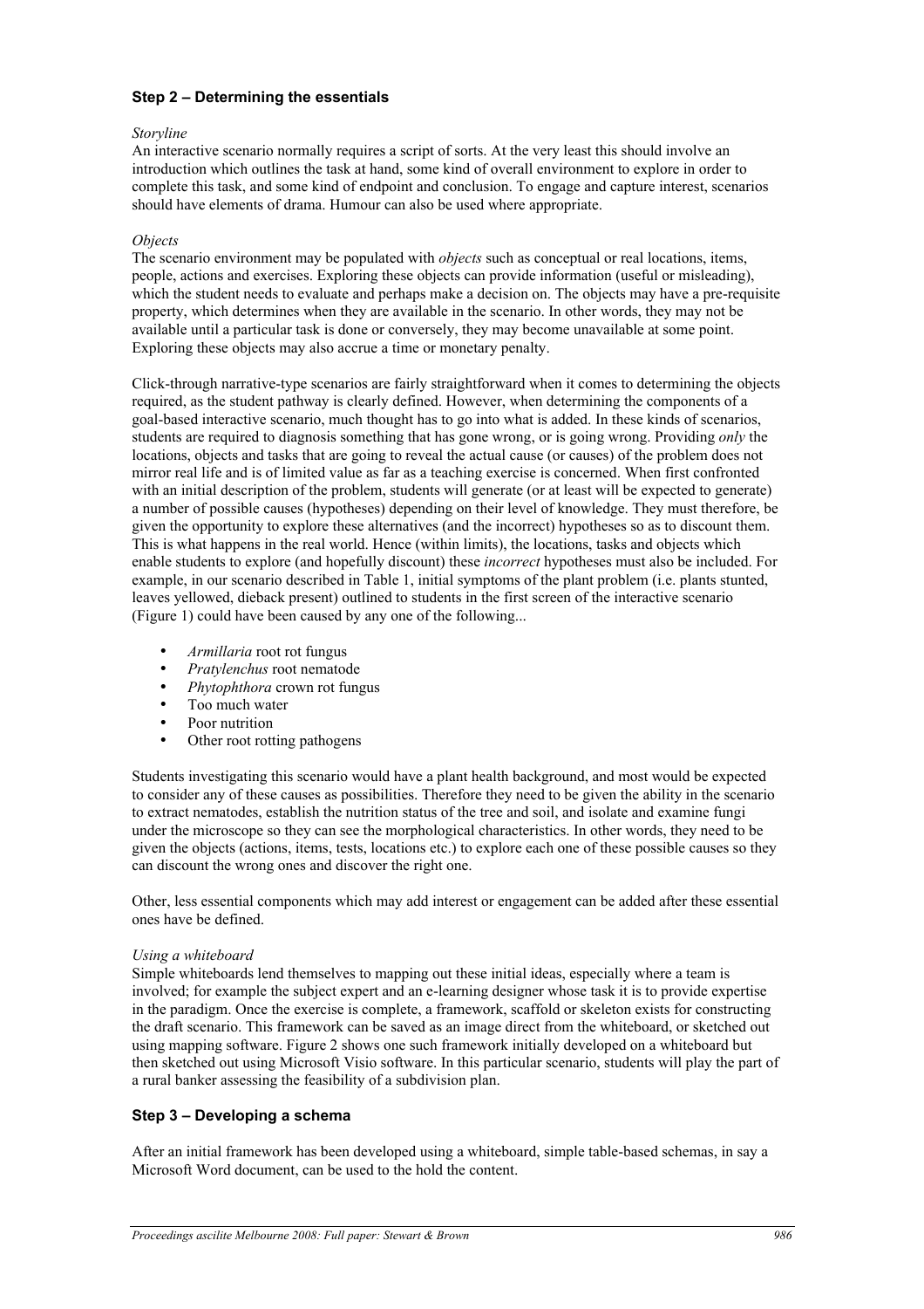### Step 2 – Determining the essentials

*Storyline*

An interactive scenario normally requires a script of sorts. At the very least this should involve an introduction which outlines the task at hand, some kind of overall environment to explore in order to complete this task, and some kind of endpoint and conclusion. To engage and capture interest, scenarios should have elements of drama. Humour can also be used where appropriate.

*Objects*

The scenario environment may be populated with *objects* such as conceptual or real locations, items, people, actions and exercises. Exploring these objects can provide information (useful or misleading), which the student needs to evaluate and perhaps make a decision on. The objects may have a pre-requisite property, which determines when they are available in the scenario. In other words, they may not be available until a particular task is done or conversely, they may become unavailable at some point. Exploring these objects may also accrue a time or monetary penalty.

Click-through narrative-type scenarios are fairly straightforward when it comes to determining the objects required, as the student pathway is clearly defined. However, when determining the components of a goal-based interactive scenario, much thought has to go into what is added. In these kinds of scenarios, students are required to diagnosis something that has gone wrong, or is going wrong. Providing *only* the locations, objects and tasks that are going to reveal the actual cause (or causes) of the problem does not mirror real life and is of limited value as far as a teaching exercise is concerned. When first confronted with an initial description of the problem, students will generate (or at least will be expected to generate) a number of possible causes (hypotheses) depending on their level of knowledge. They must therefore, be given the opportunity to explore these alternatives (and the incorrect) hypotheses so as to discount them. This is what happens in the real world. Hence (within limits), the locations, tasks and objects which enable students to explore (and hopefully discount) these *incorrect* hypotheses must also be included. For example, in our scenario described in Table 1, initial symptoms of the plant problem (i.e. plants stunted, leaves yellowed, dieback present) outlined to students in the first screen of the interactive scenario (Figure 1) could have been caused by any one of the following...

- *Armillaria* root rot fungus
- *Pratylenchus* root nematode
- *Phytophthora* crown rot fungus
- Too much water
- Poor nutrition
- Other root rotting pathogens

Students investigating this scenario would have a plant health background, and most would be expected to consider any of these causes as possibilities. Therefore they need to be given the ability in the scenario to extract nematodes, establish the nutrition status of the tree and soil, and isolate and examine fungi under the microscope so they can see the morphological characteristics. In other words, they need to be given the objects (actions, items, tests, locations etc.) to explore each one of these possible causes so they can discount the wrong ones and discover the right one.

Other, less essential components which may add interest or engagement can be added after these essential ones have be defined.

*Using a whiteboard*

Simple whiteboards lend themselves to mapping out these initial ideas, especially where a team is involved; for example the subject expert and an e-learning designer whose task it is to provide expertise in the paradigm. Once the exercise is complete, a framework, scaffold or skeleton exists for constructing the draft scenario. This framework can be saved as an image direct from the whiteboard, or sketched out using mapping software. Figure 2 shows one such framework initially developed on a whiteboard but then sketched out using Microsoft Visio software. In this particular scenario, students will play the part of a rural banker assessing the feasibility of a subdivision plan.

### Step 3 – Developing a schema

After an initial framework has been developed using a whiteboard, simple table-based schemas, in say a Microsoft Word document, can be used to the hold the content.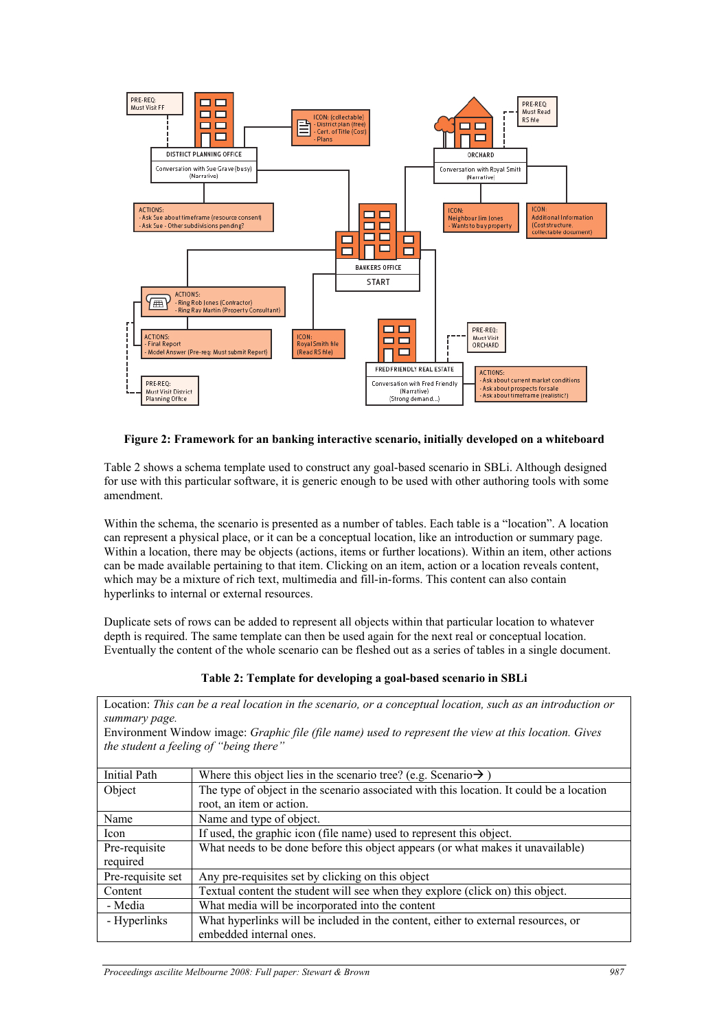**Figure 2: Framework for an banking interactive scenario, initially developed on a whiteboard**

Table 2 shows a schema template used to construct any goal-based scenario in SBLi. Although designed for use with this particular software, it is generic enough to be used with other authoring tools with some amendment.

Within the schema, the scenario is presented as a number of tables. Each table is a "location". A location can represent a physical place, or it can be a conceptual location, like an introduction or summary page. Within a location, there may be objects (actions, items or further locations). Within an item, other actions can be made available pertaining to that item. Clicking on an item, action or a location reveals content, which may be a mixture of rich text, multimedia and fill-in-forms. This content can also contain hyperlinks to internal or external resources.

Duplicate sets of rows can be added to represent all objects within that particular location to whatever depth is required. The same template can then be used again for the next real or conceptual location. Eventually the content of the whole scenario can be fleshed out as a series of tables in a single document.

**Table 2: Template for developing a goal-based scenario in SBLi**

| Location: *This can be a real location in the scenario, or a conceptual location, such as an introduction or summary page.* Environment Window image: *Graphic file (file name) used to represent the view at this location. Gives the student a feeling of "being there"* | |
|---|---|
| Initial Path | Where this object lies in the scenario tree? (e.g. Scenario→ ) |
| Object | The type of object in the scenario associated with this location. It could be a location root, an item or action. |
| Name | Name and type of object. |
| Icon | If used, the graphic icon (file name) used to represent this object. |
| Pre-requisite required | What needs to be done before this object appears (or what makes it unavailable) |
| Pre-requisite set | Any pre-requisites set by clicking on this object |
| Content | Textual content the student will see when they explore (click on) this object. |
| - Media | What media will be incorporated into the content |
| - Hyperlinks | What hyperlinks will be included in the content, either to external resources, or embedded internal ones. |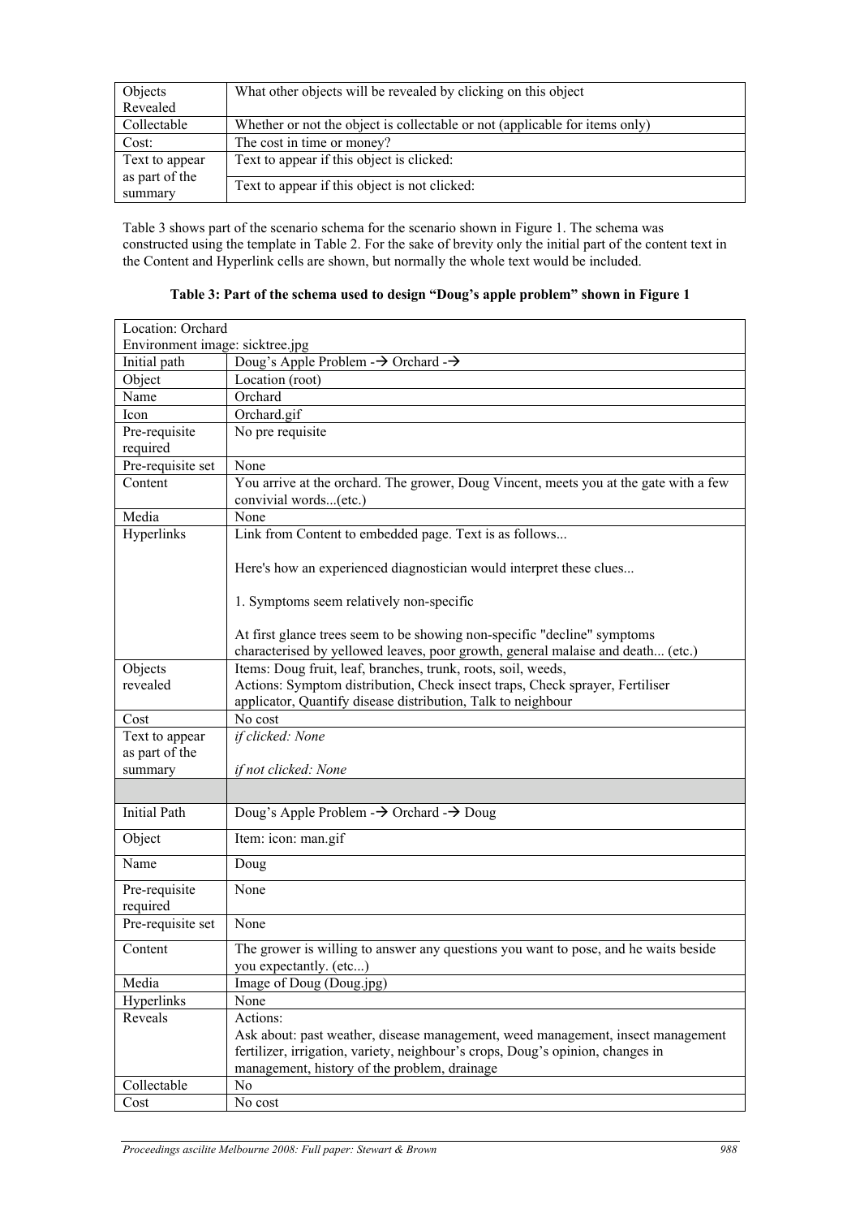| Objects Revealed | What other objects will be revealed by clicking on this object |
|---|---|
| Collectable | Whether or not the object is collectable or not (applicable for items only) |
| Cost: | The cost in time or money? |
| Text to appear as part of the summary | Text to appear if this object is clicked: |
| | Text to appear if this object is not clicked: |

Table 3 shows part of the scenario schema for the scenario shown in Figure 1. The schema was constructed using the template in Table 2. For the sake of brevity only the initial part of the content text in the Content and Hyperlink cells are shown, but normally the whole text would be included.

**Table 3: Part of the schema used to design "Doug's apple problem" shown in Figure 1**

| Location: Orchard<br>Environment image: sicktree.jpg | |
|---|---|
| Initial path | Doug's Apple Problem -→ Orchard -→ |
| Object | Location (root) |
| Name | Orchard |
| Icon | Orchard.gif |
| Pre-requisite required | No pre requisite |
| Pre-requisite set | None |
| Content | You arrive at the orchard. The grower, Doug Vincent, meets you at the gate with a few convivial words...(etc.) |
| Media | None |
| Hyperlinks | Link from Content to embedded page. Text is as follows...<br><br>Here's how an experienced diagnostician would interpret these clues...<br><br>1. Symptoms seem relatively non-specific<br><br>At first glance trees seem to be showing non-specific "decline" symptoms characterised by yellowed leaves, poor growth, general malaise and death... (etc.) |
| Objects revealed | Items: Doug fruit, leaf, branches, trunk, roots, soil, weeds,<br>Actions: Symptom distribution, Check insect traps, Check sprayer, Fertiliser applicator, Quantify disease distribution, Talk to neighbour |
| Cost | No cost |
| Text to appear as part of the summary | *if clicked: None*<br><br>*if not clicked: None* |
| | |
| Initial Path | Doug's Apple Problem -→ Orchard -→ Doug |
| Object | Item: icon: man.gif |
| Name | Doug |
| Pre-requisite required | None |
| Pre-requisite set | None |
| Content | The grower is willing to answer any questions you want to pose, and he waits beside you expectantly. (etc...) |
| Media | Image of Doug (Doug.jpg) |
| Hyperlinks | None |
| Reveals | Actions:<br>Ask about: past weather, disease management, weed management, insect management fertilizer, irrigation, variety, neighbour's crops, Doug's opinion, changes in management, history of the problem, drainage |
| Collectable | No |
| Cost | No cost |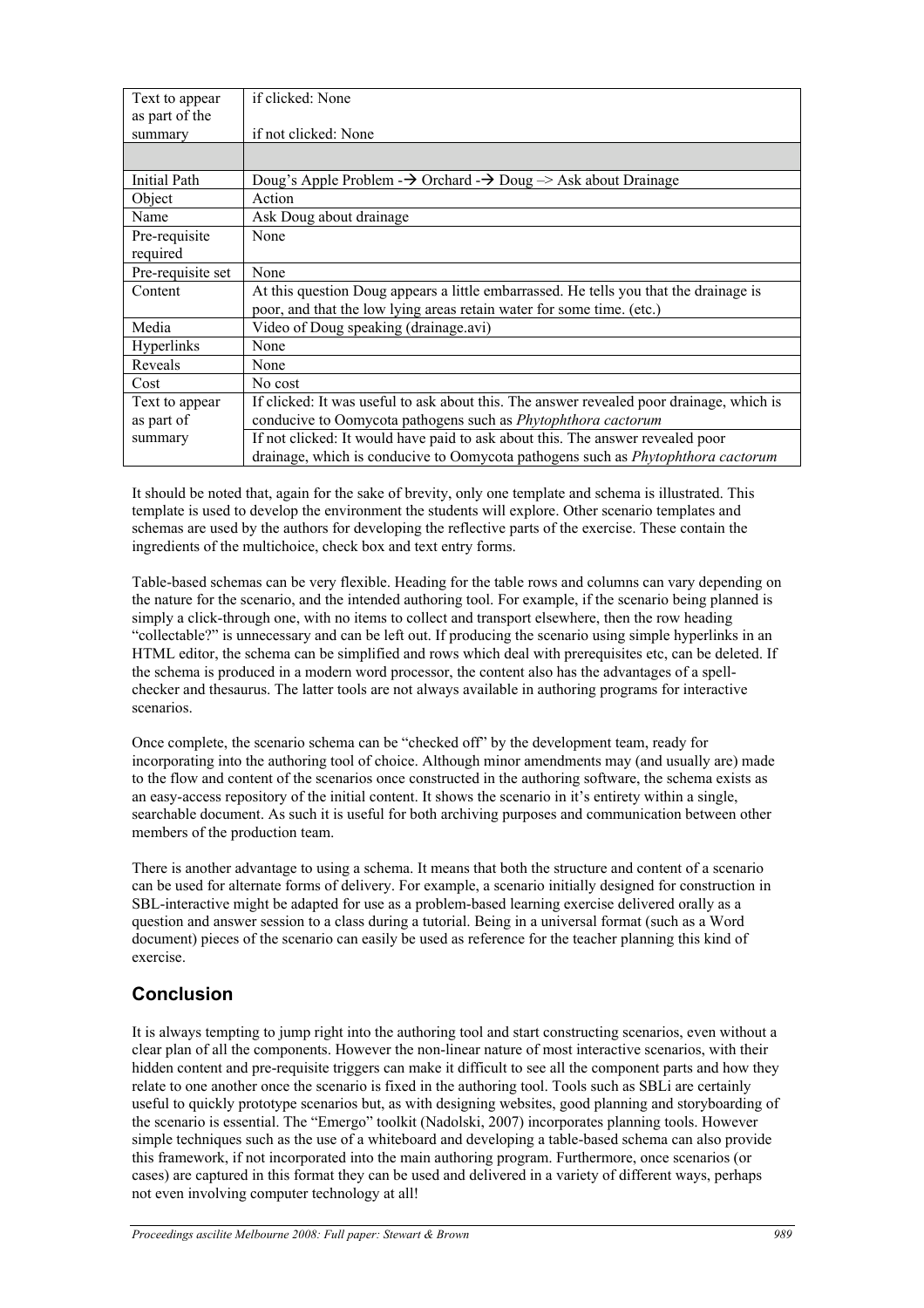| | |
|---|---|
| Text to appear as part of the summary | if clicked: None<br>if not clicked: None |
| | |
| Initial Path | Doug's Apple Problem -→ Orchard -→ Doug –> Ask about Drainage |
| Object | Action |
| Name | Ask Doug about drainage |
| Pre-requisite required | None |
| Pre-requisite set | None |
| Content | At this question Doug appears a little embarrassed. He tells you that the drainage is poor, and that the low lying areas retain water for some time. (etc.) |
| Media | Video of Doug speaking (drainage.avi) |
| Hyperlinks | None |
| Reveals | None |
| Cost | No cost |
| Text to appear as part of summary | If clicked: It was useful to ask about this. The answer revealed poor drainage, which is conducive to Oomycota pathogens such as *Phytophthora cactorum* |
| | If not clicked: It would have paid to ask about this. The answer revealed poor drainage, which is conducive to Oomycota pathogens such as *Phytophthora cactorum* |

It should be noted that, again for the sake of brevity, only one template and schema is illustrated. This template is used to develop the environment the students will explore. Other scenario templates and schemas are used by the authors for developing the reflective parts of the exercise. These contain the ingredients of the multichoice, check box and text entry forms.

Table-based schemas can be very flexible. Heading for the table rows and columns can vary depending on the nature for the scenario, and the intended authoring tool. For example, if the scenario being planned is simply a click-through one, with no items to collect and transport elsewhere, then the row heading "collectable?" is unnecessary and can be left out. If producing the scenario using simple hyperlinks in an HTML editor, the schema can be simplified and rows which deal with prerequisites etc, can be deleted. If the schema is produced in a modern word processor, the content also has the advantages of a spell-checker and thesaurus. The latter tools are not always available in authoring programs for interactive scenarios.

Once complete, the scenario schema can be "checked off" by the development team, ready for incorporating into the authoring tool of choice. Although minor amendments may (and usually are) made to the flow and content of the scenarios once constructed in the authoring software, the schema exists as an easy-access repository of the initial content. It shows the scenario in it's entirety within a single, searchable document. As such it is useful for both archiving purposes and communication between other members of the production team.

There is another advantage to using a schema. It means that both the structure and content of a scenario can be used for alternate forms of delivery. For example, a scenario initially designed for construction in SBL-interactive might be adapted for use as a problem-based learning exercise delivered orally as a question and answer session to a class during a tutorial. Being in a universal format (such as a Word document) pieces of the scenario can easily be used as reference for the teacher planning this kind of exercise.

## Conclusion

It is always tempting to jump right into the authoring tool and start constructing scenarios, even without a clear plan of all the components. However the non-linear nature of most interactive scenarios, with their hidden content and pre-requisite triggers can make it difficult to see all the component parts and how they relate to one another once the scenario is fixed in the authoring tool. Tools such as SBLi are certainly useful to quickly prototype scenarios but, as with designing websites, good planning and storyboarding of the scenario is essential. The "Emergo" toolkit (Nadolski, 2007) incorporates planning tools. However simple techniques such as the use of a whiteboard and developing a table-based schema can also provide this framework, if not incorporated into the main authoring program. Furthermore, once scenarios (or cases) are captured in this format they can be used and delivered in a variety of different ways, perhaps not even involving computer technology at all!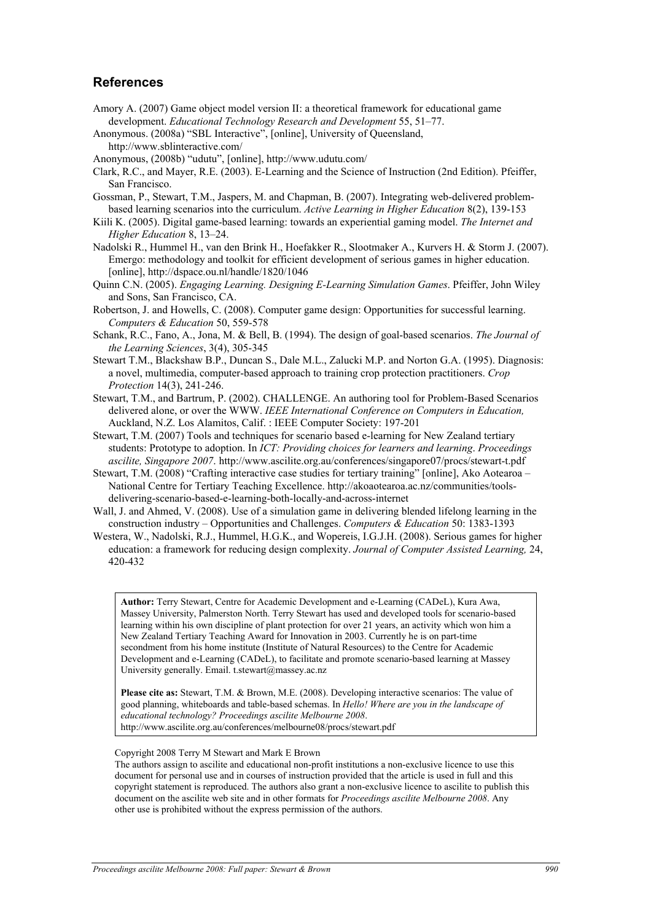## References

Amory A. (2007) Game object model version II: a theoretical framework for educational game development. *Educational Technology Research and Development* 55, 51–77.

Anonymous. (2008a) "SBL Interactive", [online], University of Queensland, http://www.sblinteractive.com/

Anonymous, (2008b) "udutu", [online], http://www.udutu.com/

Clark, R.C., and Mayer, R.E. (2003). E-Learning and the Science of Instruction (2nd Edition). Pfeiffer, San Francisco.

Gossman, P., Stewart, T.M., Jaspers, M. and Chapman, B. (2007). Integrating web-delivered problem-based learning scenarios into the curriculum. *Active Learning in Higher Education* 8(2), 139-153

Kiili K. (2005). Digital game-based learning: towards an experiential gaming model. *The Internet and Higher Education* 8, 13–24.

Nadolski R., Hummel H., van den Brink H., Hoefakker R., Slootmaker A., Kurvers H. & Storm J. (2007). Emergo: methodology and toolkit for efficient development of serious games in higher education. [online], http://dspace.ou.nl/handle/1820/1046

Quinn C.N. (2005). *Engaging Learning. Designing E-Learning Simulation Games*. Pfeiffer, John Wiley and Sons, San Francisco, CA.

Robertson, J. and Howells, C. (2008). Computer game design: Opportunities for successful learning. *Computers & Education* 50, 559-578

Schank, R.C., Fano, A., Jona, M. & Bell, B. (1994). The design of goal-based scenarios. *The Journal of the Learning Sciences*, 3(4), 305-345

Stewart T.M., Blackshaw B.P., Duncan S., Dale M.L., Zalucki M.P. and Norton G.A. (1995). Diagnosis: a novel, multimedia, computer-based approach to training crop protection practitioners. *Crop Protection* 14(3), 241-246.

Stewart, T.M., and Bartrum, P. (2002). CHALLENGE. An authoring tool for Problem-Based Scenarios delivered alone, or over the WWW. *IEEE International Conference on Computers in Education,* Auckland, N.Z. Los Alamitos, Calif. : IEEE Computer Society: 197-201

Stewart, T.M. (2007) Tools and techniques for scenario based e-learning for New Zealand tertiary students: Prototype to adoption. In *ICT: Providing choices for learners and learning*. *Proceedings ascilite, Singapore 2007*. http://www.ascilite.org.au/conferences/singapore07/procs/stewart-t.pdf

Stewart, T.M. (2008) "Crafting interactive case studies for tertiary training" [online], Ako Aotearoa – National Centre for Tertiary Teaching Excellence. http://akoaotearoa.ac.nz/communities/tools-delivering-scenario-based-e-learning-both-locally-and-across-internet

Wall, J. and Ahmed, V. (2008). Use of a simulation game in delivering blended lifelong learning in the construction industry – Opportunities and Challenges. *Computers & Education* 50: 1383-1393

Westera, W., Nadolski, R.J., Hummel, H.G.K., and Wopereis, I.G.J.H. (2008). Serious games for higher education: a framework for reducing design complexity. *Journal of Computer Assisted Learning,* 24, 420-432

**Author:** Terry Stewart, Centre for Academic Development and e-Learning (CADeL), Kura Awa, Massey University, Palmerston North. Terry Stewart has used and developed tools for scenario-based learning within his own discipline of plant protection for over 21 years, an activity which won him a New Zealand Tertiary Teaching Award for Innovation in 2003. Currently he is on part-time secondment from his home institute (Institute of Natural Resources) to the Centre for Academic Development and e-Learning (CADeL), to facilitate and promote scenario-based learning at Massey University generally. Email. t.stewart@massey.ac.nz

**Please cite as:** Stewart, T.M. & Brown, M.E. (2008). Developing interactive scenarios: The value of good planning, whiteboards and table-based schemas. In *Hello! Where are you in the landscape of educational technology? Proceedings ascilite Melbourne 2008*. http://www.ascilite.org.au/conferences/melbourne08/procs/stewart.pdf

Copyright 2008 Terry M Stewart and Mark E Brown

The authors assign to ascilite and educational non-profit institutions a non-exclusive licence to use this document for personal use and in courses of instruction provided that the article is used in full and this copyright statement is reproduced. The authors also grant a non-exclusive licence to ascilite to publish this document on the ascilite web site and in other formats for *Proceedings ascilite Melbourne 2008*. Any other use is prohibited without the express permission of the authors.